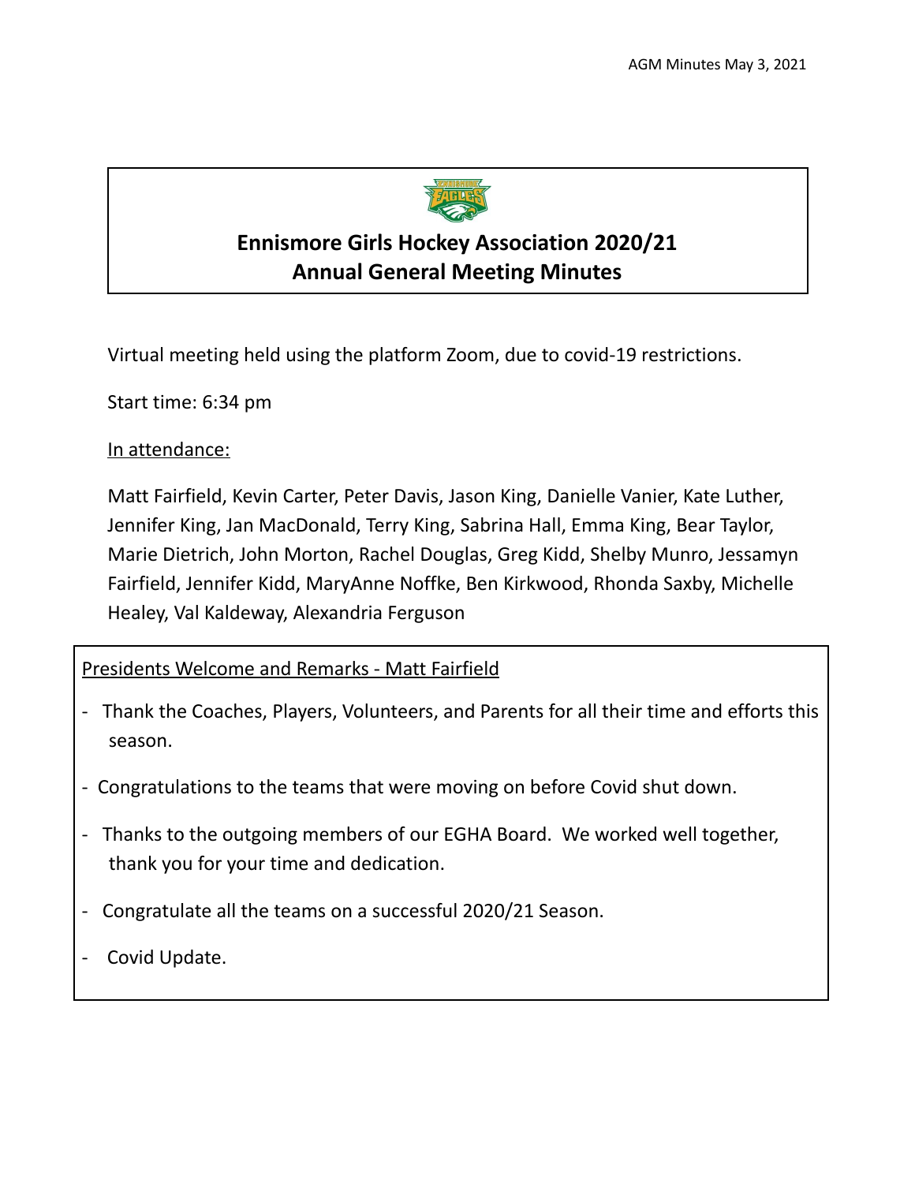# Ennismore Girls Hockey Association 2020/21
# Annual General Meeting Minutes

Virtual meeting held using the platform Zoom, due to covid-19 restrictions.

Start time: 6:34 pm

In attendance:

Matt Fairfield, Kevin Carter, Peter Davis, Jason King, Danielle Vanier, Kate Luther, Jennifer King, Jan MacDonald, Terry King, Sabrina Hall, Emma King, Bear Taylor, Marie Dietrich, John Morton, Rachel Douglas, Greg Kidd, Shelby Munro, Jessamyn Fairfield, Jennifer Kidd, MaryAnne Noffke, Ben Kirkwood, Rhonda Saxby, Michelle Healey, Val Kaldeway, Alexandria Ferguson

## Presidents Welcome and Remarks - Matt Fairfield

- Thank the Coaches, Players, Volunteers, and Parents for all their time and efforts this season.
- Congratulations to the teams that were moving on before Covid shut down.
- Thanks to the outgoing members of our EGHA Board. We worked well together, thank you for your time and dedication.
- Congratulate all the teams on a successful 2020/21 Season.
- Covid Update.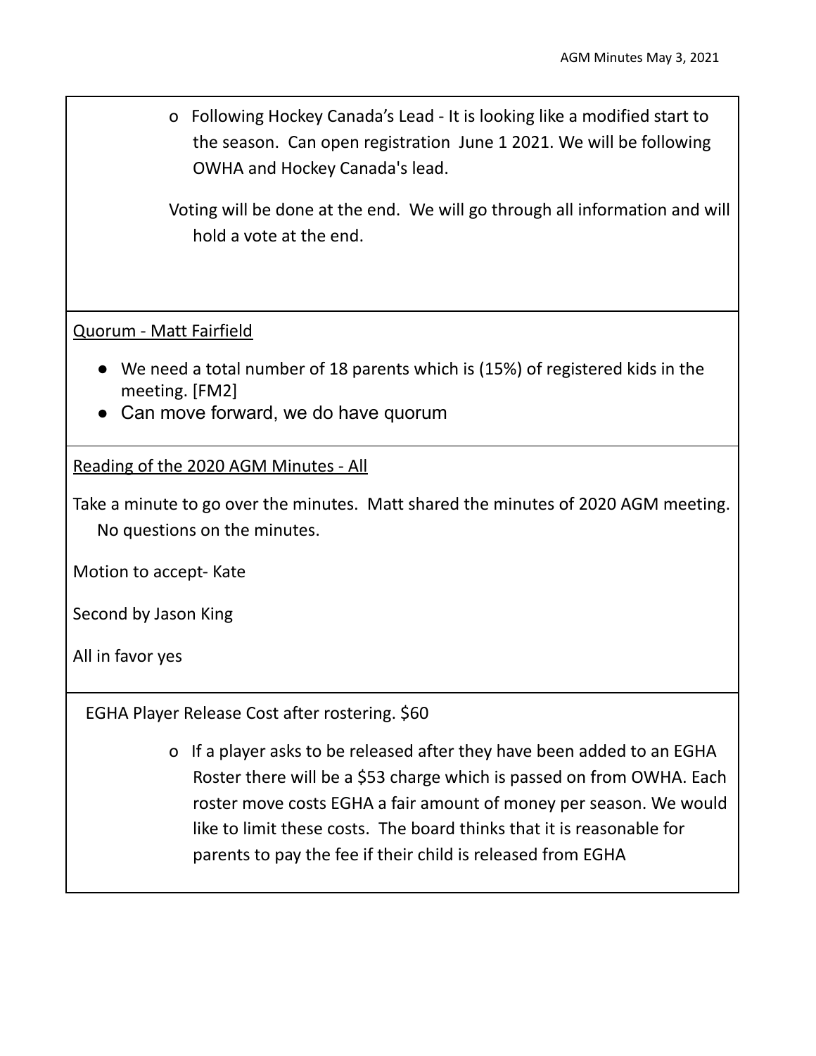- o Following Hockey Canada's Lead - It is looking like a modified start to the season. Can open registration June 1 2021. We will be following OWHA and Hockey Canada's lead.

Voting will be done at the end. We will go through all information and will hold a vote at the end.

<u>Quorum - Matt Fairfield</u>

- We need a total number of 18 parents which is (15%) of registered kids in the meeting. [FM2]
- Can move forward, we do have quorum

<u>Reading of the 2020 AGM Minutes - All</u>

Take a minute to go over the minutes. Matt shared the minutes of 2020 AGM meeting. No questions on the minutes.

Motion to accept- Kate

Second by Jason King

All in favor yes

EGHA Player Release Cost after rostering. $60

- o If a player asks to be released after they have been added to an EGHA Roster there will be a $53 charge which is passed on from OWHA. Each roster move costs EGHA a fair amount of money per season. We would like to limit these costs. The board thinks that it is reasonable for parents to pay the fee if their child is released from EGHA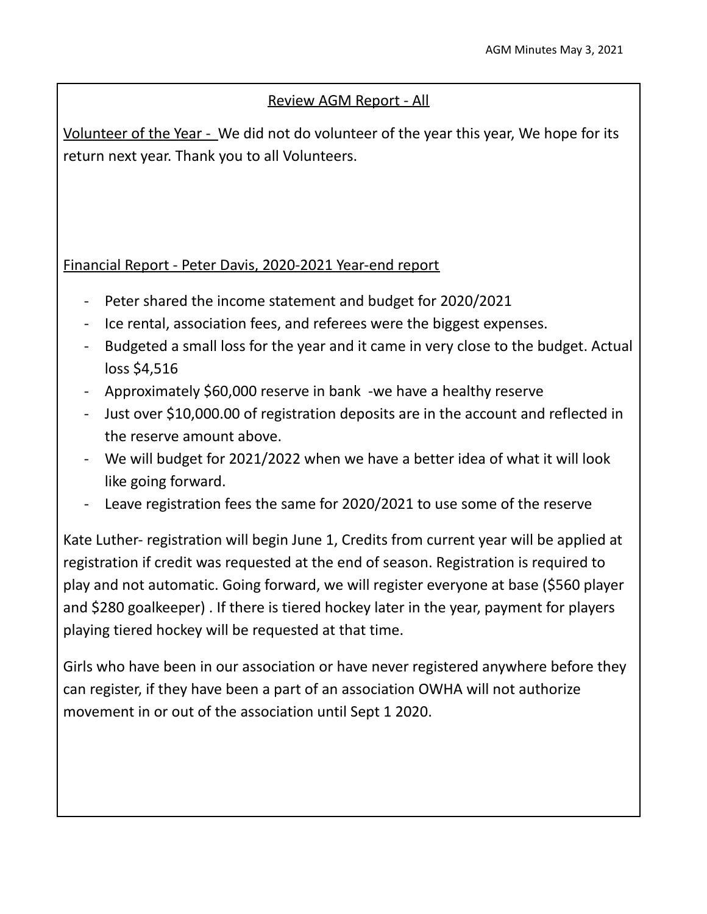## Review AGM Report - All

Volunteer of the Year - We did not do volunteer of the year this year, We hope for its return next year. Thank you to all Volunteers.

Financial Report - Peter Davis, 2020-2021 Year-end report

- Peter shared the income statement and budget for 2020/2021
- Ice rental, association fees, and referees were the biggest expenses.
- Budgeted a small loss for the year and it came in very close to the budget. Actual loss $4,516
- Approximately $60,000 reserve in bank -we have a healthy reserve
- Just over $10,000.00 of registration deposits are in the account and reflected in the reserve amount above.
- We will budget for 2021/2022 when we have a better idea of what it will look like going forward.
- Leave registration fees the same for 2020/2021 to use some of the reserve

Kate Luther- registration will begin June 1, Credits from current year will be applied at registration if credit was requested at the end of season. Registration is required to play and not automatic. Going forward, we will register everyone at base ($560 player and $280 goalkeeper) . If there is tiered hockey later in the year, payment for players playing tiered hockey will be requested at that time.

Girls who have been in our association or have never registered anywhere before they can register, if they have been a part of an association OWHA will not authorize movement in or out of the association until Sept 1 2020.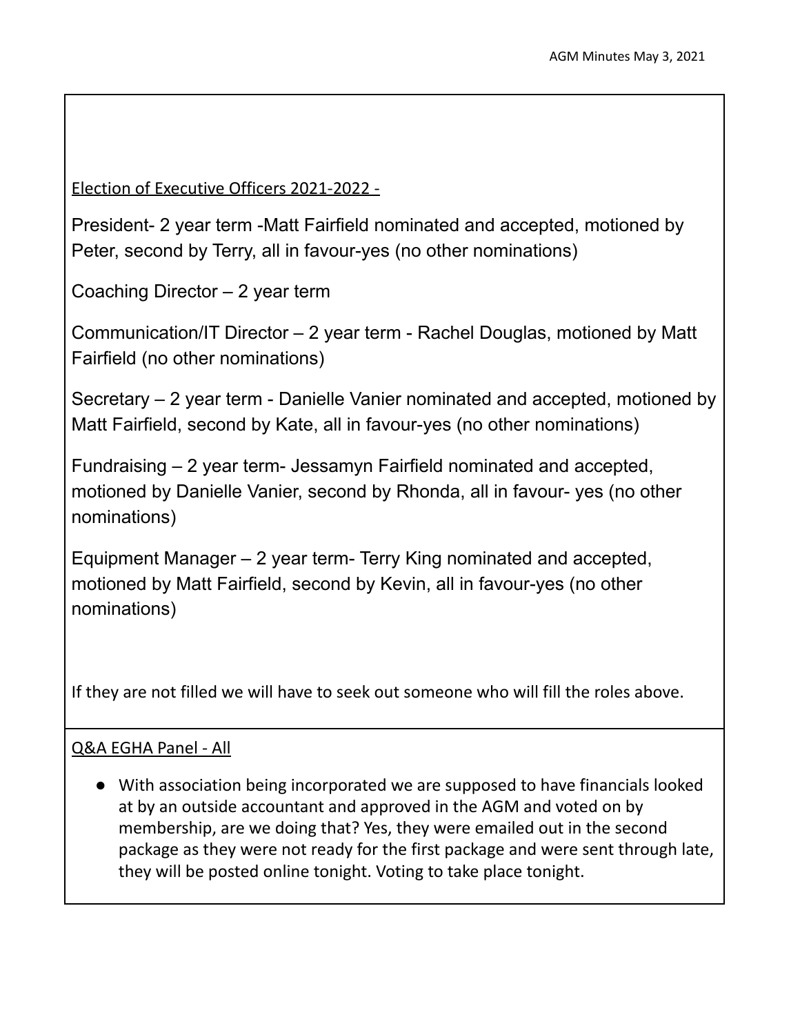Election of Executive Officers 2021-2022 -

President- 2 year term -Matt Fairfield nominated and accepted, motioned by Peter, second by Terry, all in favour-yes (no other nominations)

Coaching Director – 2 year term

Communication/IT Director – 2 year term - Rachel Douglas, motioned by Matt Fairfield (no other nominations)

Secretary – 2 year term - Danielle Vanier nominated and accepted, motioned by Matt Fairfield, second by Kate, all in favour-yes (no other nominations)

Fundraising – 2 year term- Jessamyn Fairfield nominated and accepted, motioned by Danielle Vanier, second by Rhonda, all in favour- yes (no other nominations)

Equipment Manager – 2 year term- Terry King nominated and accepted, motioned by Matt Fairfield, second by Kevin, all in favour-yes (no other nominations)

If they are not filled we will have to seek out someone who will fill the roles above.

Q&A EGHA Panel - All

- With association being incorporated we are supposed to have financials looked at by an outside accountant and approved in the AGM and voted on by membership, are we doing that? Yes, they were emailed out in the second package as they were not ready for the first package and were sent through late, they will be posted online tonight. Voting to take place tonight.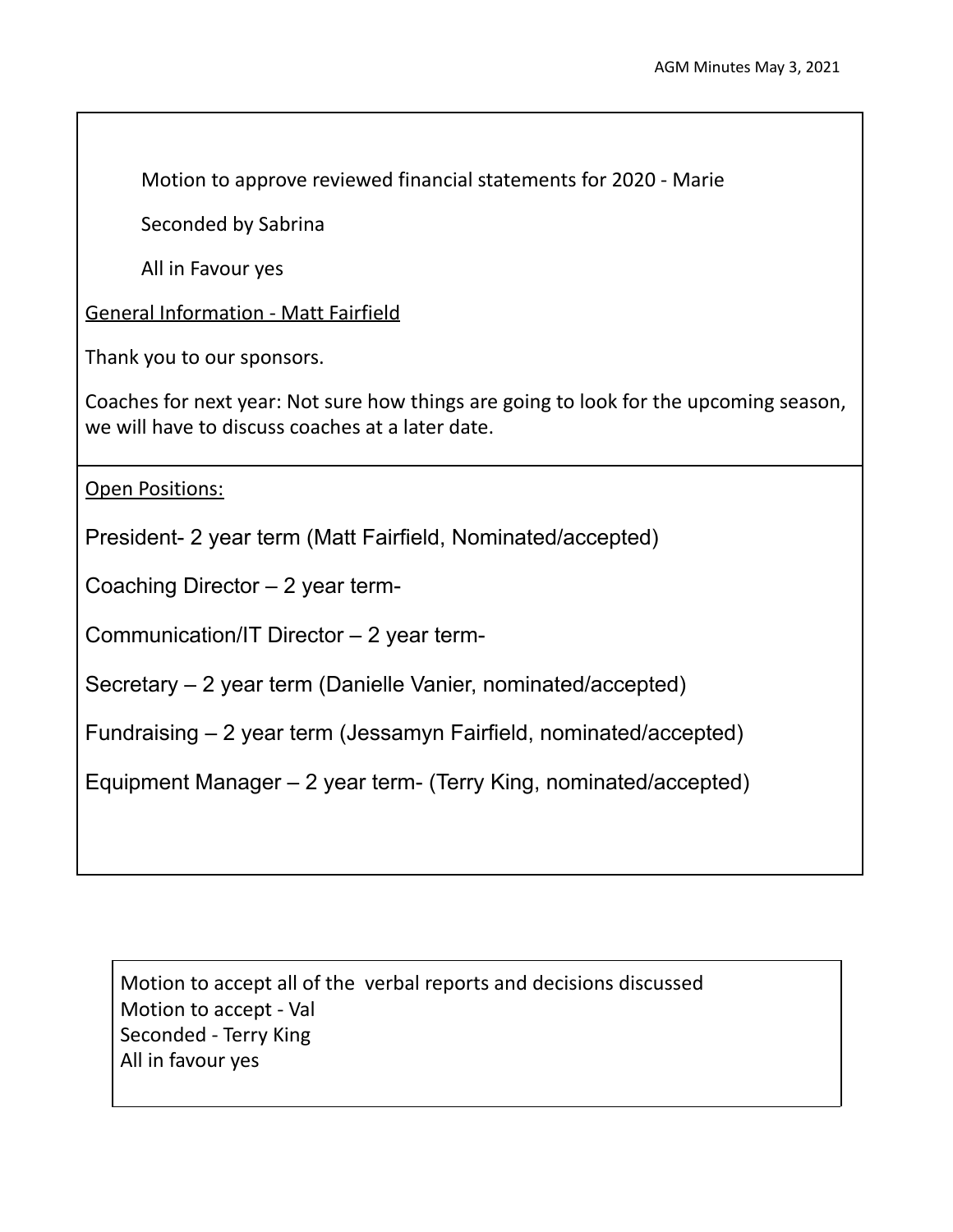Motion to approve reviewed financial statements for 2020 - Marie

Seconded by Sabrina

All in Favour yes

General Information - Matt Fairfield

Thank you to our sponsors.

Coaches for next year: Not sure how things are going to look for the upcoming season, we will have to discuss coaches at a later date.

Open Positions:

President- 2 year term (Matt Fairfield, Nominated/accepted)

Coaching Director – 2 year term-

Communication/IT Director – 2 year term-

Secretary – 2 year term (Danielle Vanier, nominated/accepted)

Fundraising – 2 year term (Jessamyn Fairfield, nominated/accepted)

Equipment Manager – 2 year term- (Terry King, nominated/accepted)

Motion to accept all of the verbal reports and decisions discussed
Motion to accept - Val
Seconded - Terry King
All in favour yes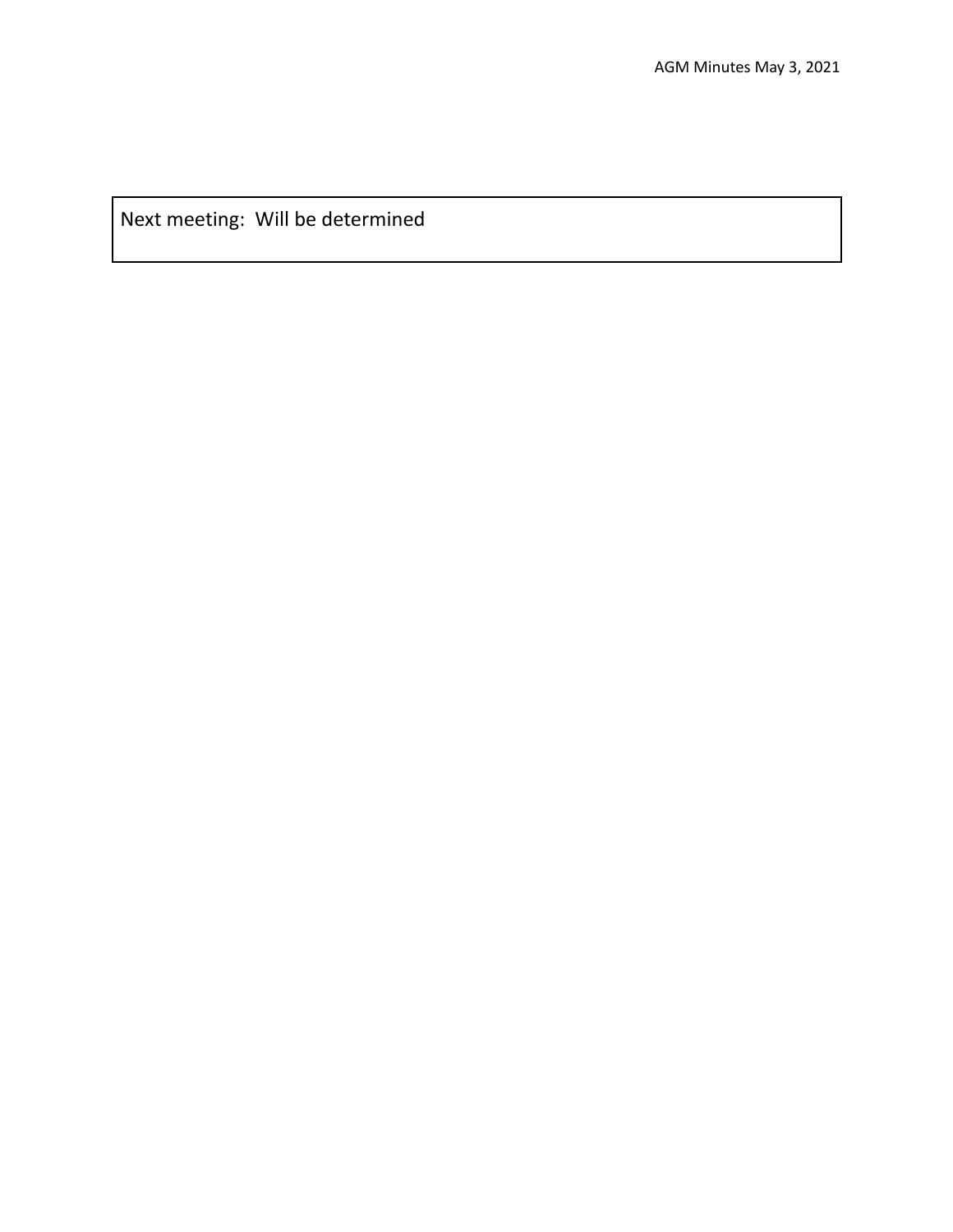Next meeting: Will be determined